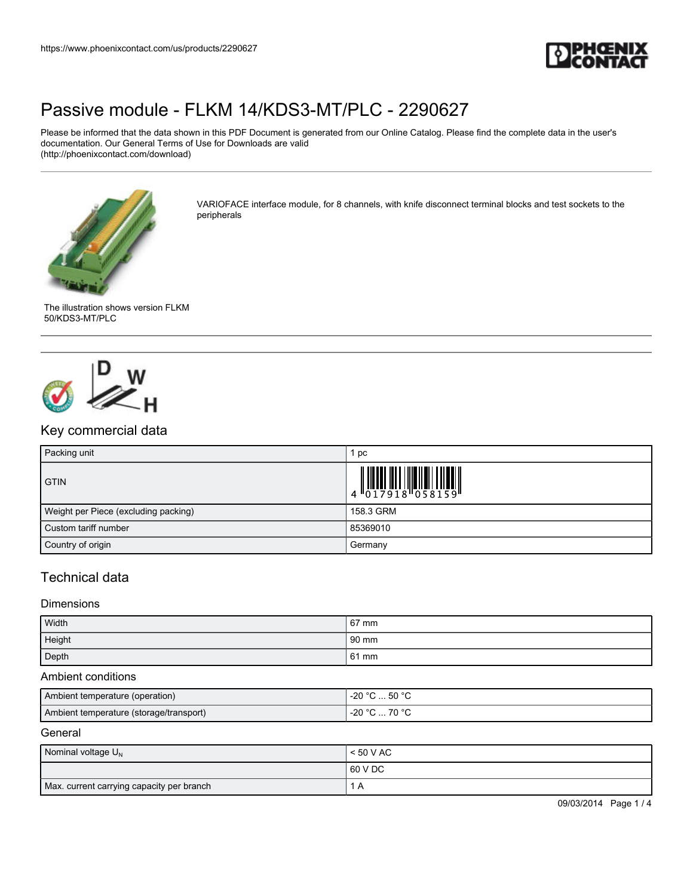# Passive module - FLKM 14/KDS3-MT/PLC - 2290627

Please be informed that the data shown in this PDF Document is generated from our Online Catalog. Please find the complete data in the user's documentation. Our General Terms of Use for Downloads are valid
(http://phoenixcontact.com/download)

VARIOFACE interface module, for 8 channels, with knife disconnect terminal blocks and test sockets to the peripherals

The illustration shows version FLKM 50/KDS3-MT/PLC

## Key commercial data

| Packing unit | 1 pc |
|---|---|
| GTIN | 4 017918 058159 |
| Weight per Piece (excluding packing) | 158.3 GRM |
| Custom tariff number | 85369010 |
| Country of origin | Germany |

## Technical data

### Dimensions

| Width | 67 mm |
|---|---|
| Height | 90 mm |
| Depth | 61 mm |

### Ambient conditions

| Ambient temperature (operation) | -20 °C ... 50 °C |
|---|---|
| Ambient temperature (storage/transport) | -20 °C ... 70 °C |

### General

| Nominal voltage $U_N$ | < 50 V AC |
|---|---|
| | 60 V DC |
| Max. current carrying capacity per branch | 1 A |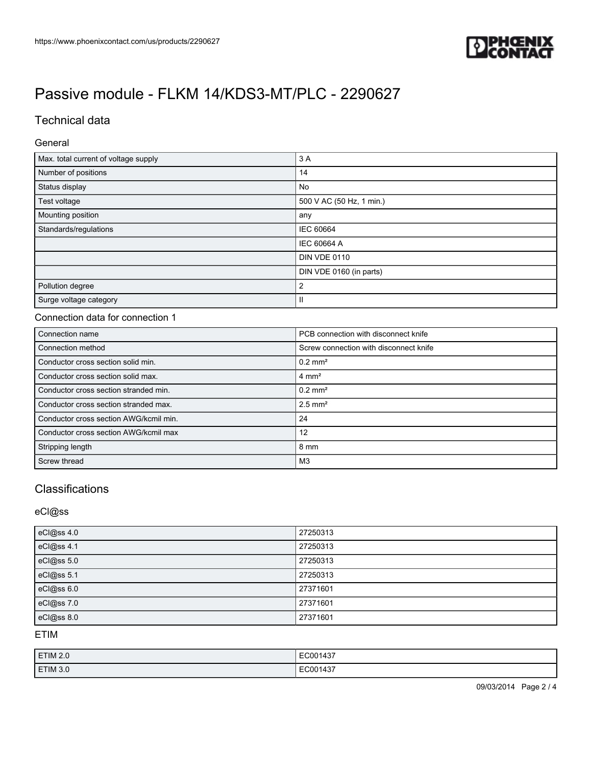# Passive module - FLKM 14/KDS3-MT/PLC - 2290627

## Technical data

### General

| | |
|---|---|
| Max. total current of voltage supply | 3 A |
| Number of positions | 14 |
| Status display | No |
| Test voltage | 500 V AC (50 Hz, 1 min.) |
| Mounting position | any |
| Standards/regulations | IEC 60664 |
| | IEC 60664 A |
| | DIN VDE 0110 |
| | DIN VDE 0160 (in parts) |
| Pollution degree | 2 |
| Surge voltage category | II |

### Connection data for connection 1

| | |
|---|---|
| Connection name | PCB connection with disconnect knife |
| Connection method | Screw connection with disconnect knife |
| Conductor cross section solid min. | 0.2 mm² |
| Conductor cross section solid max. | 4 mm² |
| Conductor cross section stranded min. | 0.2 mm² |
| Conductor cross section stranded max. | 2.5 mm² |
| Conductor cross section AWG/kcmil min. | 24 |
| Conductor cross section AWG/kcmil max | 12 |
| Stripping length | 8 mm |
| Screw thread | M3 |

## Classifications

### eCl@ss

| | |
|---|---|
| eCl@ss 4.0 | 27250313 |
| eCl@ss 4.1 | 27250313 |
| eCl@ss 5.0 | 27250313 |
| eCl@ss 5.1 | 27250313 |
| eCl@ss 6.0 | 27371601 |
| eCl@ss 7.0 | 27371601 |
| eCl@ss 8.0 | 27371601 |

### ETIM

| | |
|---|---|
| ETIM 2.0 | EC001437 |
| ETIM 3.0 | EC001437 |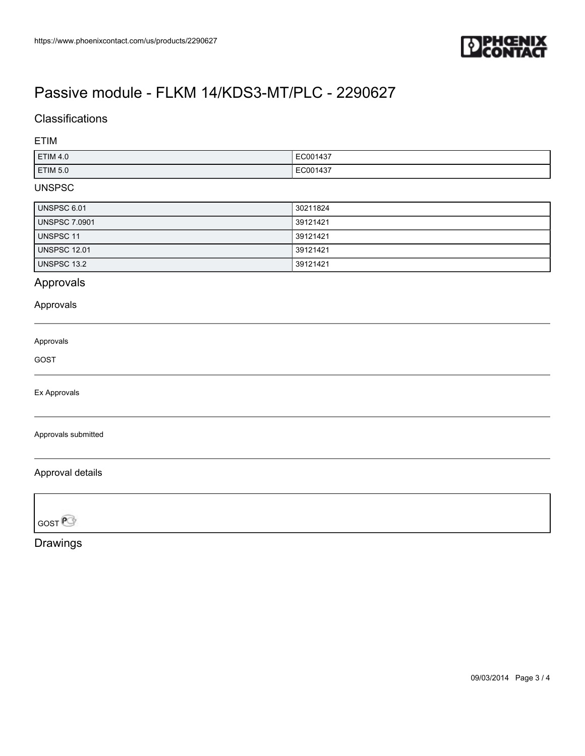# Passive module - FLKM 14/KDS3-MT/PLC - 2290627

## Classifications

### ETIM

| | |
|---|---|
| ETIM 4.0 | EC001437 |
| ETIM 5.0 | EC001437 |

### UNSPSC

| | |
|---|---|
| UNSPSC 6.01 | 30211824 |
| UNSPSC 7.0901 | 39121421 |
| UNSPSC 11 | 39121421 |
| UNSPSC 12.01 | 39121421 |
| UNSPSC 13.2 | 39121421 |

## Approvals

### Approvals

Approvals

GOST

Ex Approvals

Approvals submitted

### Approval details

GOST

## Drawings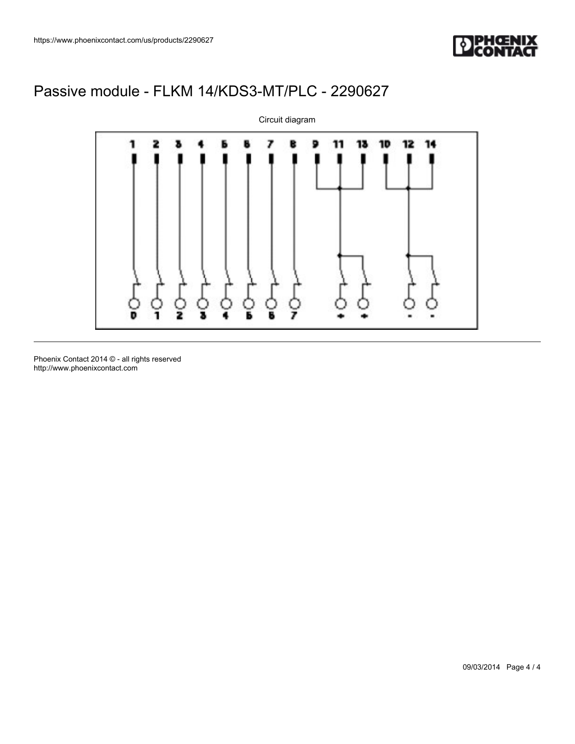# Passive module - FLKM 14/KDS3-MT/PLC - 2290627

Circuit diagram

1 2 3 4 5 6 7 8 9 11 13 10 12 14

0 1 2 3 4 5 6 7 + + - -

Phoenix Contact 2014 © - all rights reserved
http://www.phoenixcontact.com